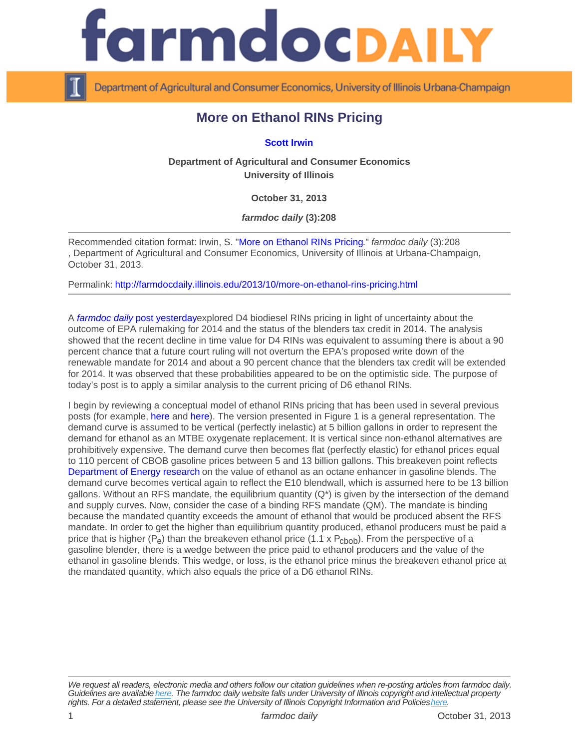# More on Ethanol RINs Pricing

**Scott Irwin**

**Department of Agricultural and Consumer Economics**
**University of Illinois**

**October 31, 2013**

***farmdoc daily* (3):208**

Recommended citation format: Irwin, S. "More on Ethanol RINs Pricing." *farmdoc daily* (3):208 , Department of Agricultural and Consumer Economics, University of Illinois at Urbana-Champaign, October 31, 2013.

Permalink: http://farmdocdaily.illinois.edu/2013/10/more-on-ethanol-rins-pricing.html

A *farmdoc daily* post yesterday explored D4 biodiesel RINs pricing in light of uncertainty about the outcome of EPA rulemaking for 2014 and the status of the blenders tax credit in 2014. The analysis showed that the recent decline in time value for D4 RINs was equivalent to assuming there is about a 90 percent chance that a future court ruling will not overturn the EPA's proposed write down of the renewable mandate for 2014 and about a 90 percent chance that the blenders tax credit will be extended for 2014. It was observed that these probabilities appeared to be on the optimistic side. The purpose of today's post is to apply a similar analysis to the current pricing of D6 ethanol RINs.

I begin by reviewing a conceptual model of ethanol RINs pricing that has been used in several previous posts (for example, here and here). The version presented in Figure 1 is a general representation. The demand curve is assumed to be vertical (perfectly inelastic) at 5 billion gallons in order to represent the demand for ethanol as an MTBE oxygenate replacement. It is vertical since non-ethanol alternatives are prohibitively expensive. The demand curve then becomes flat (perfectly elastic) for ethanol prices equal to 110 percent of CBOB gasoline prices between 5 and 13 billion gallons. This breakeven point reflects Department of Energy research on the value of ethanol as an octane enhancer in gasoline blends. The demand curve becomes vertical again to reflect the E10 blendwall, which is assumed here to be 13 billion gallons. Without an RFS mandate, the equilibrium quantity (Q*) is given by the intersection of the demand and supply curves. Now, consider the case of a binding RFS mandate (QM). The mandate is binding because the mandated quantity exceeds the amount of ethanol that would be produced absent the RFS mandate. In order to get the higher than equilibrium quantity produced, ethanol producers must be paid a price that is higher ($P_e$) than the breakeven ethanol price (1.1 x $P_{cbob}$). From the perspective of a gasoline blender, there is a wedge between the price paid to ethanol producers and the value of the ethanol in gasoline blends. This wedge, or loss, is the ethanol price minus the breakeven ethanol price at the mandated quantity, which also equals the price of a D6 ethanol RINs.

*We request all readers, electronic media and others follow our citation guidelines when re-posting articles from farmdoc daily. Guidelines are available here. The farmdoc daily website falls under University of Illinois copyright and intellectual property rights. For a detailed statement, please see the University of Illinois Copyright Information and Policies here.*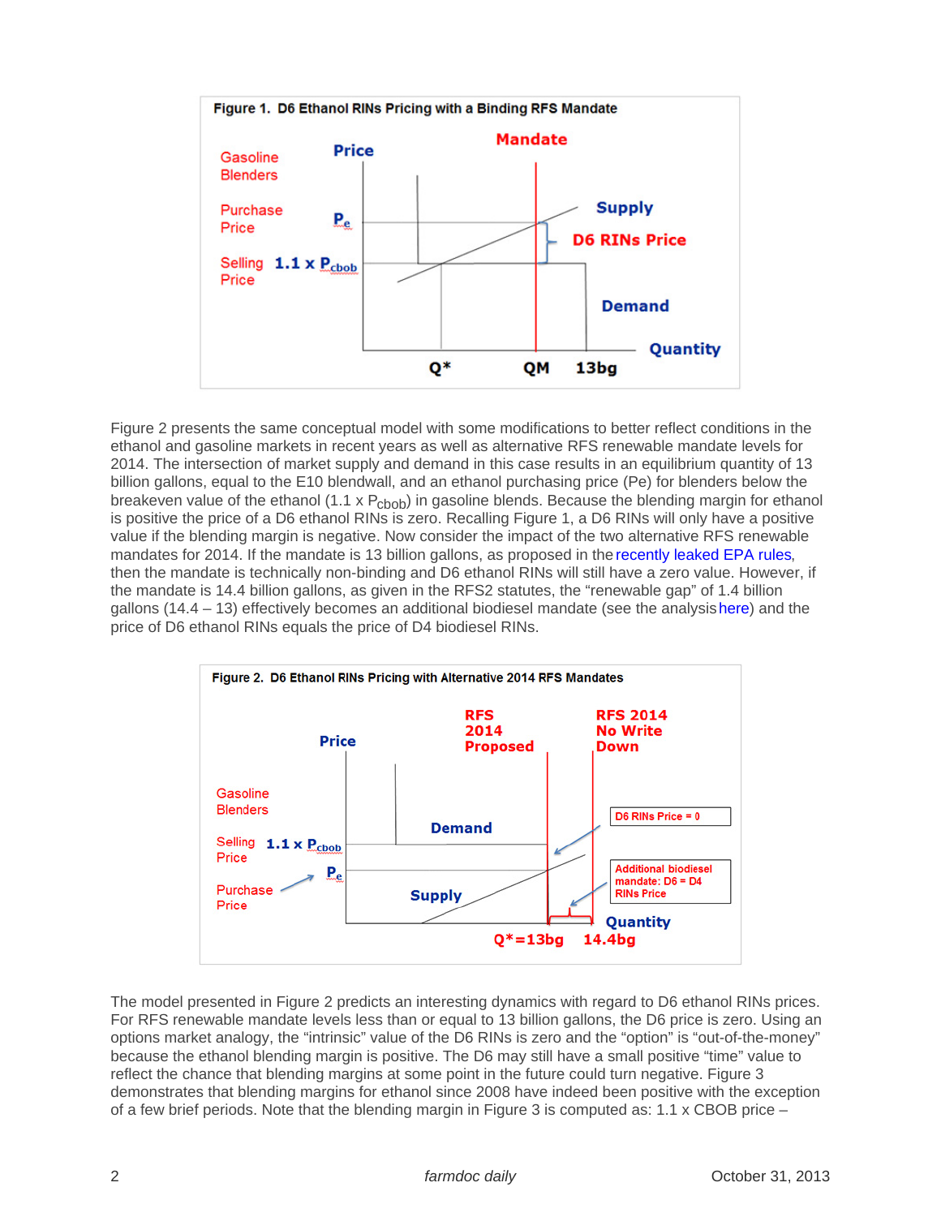**Figure 1. D6 Ethanol RINs Pricing with a Binding RFS Mandate**

Figure 2 presents the same conceptual model with some modifications to better reflect conditions in the ethanol and gasoline markets in recent years as well as alternative RFS renewable mandate levels for 2014. The intersection of market supply and demand in this case results in an equilibrium quantity of 13 billion gallons, equal to the E10 blendwall, and an ethanol purchasing price (Pe) for blenders below the breakeven value of the ethanol (1.1 x $P_{cbob}$) in gasoline blends. Because the blending margin for ethanol is positive the price of a D6 ethanol RINs is zero. Recalling Figure 1, a D6 RINs will only have a positive value if the blending margin is negative. Now consider the impact of the two alternative RFS renewable mandates for 2014. If the mandate is 13 billion gallons, as proposed in the recently leaked EPA rules, then the mandate is technically non-binding and D6 ethanol RINs will still have a zero value. However, if the mandate is 14.4 billion gallons, as given in the RFS2 statutes, the "renewable gap" of 1.4 billion gallons (14.4 – 13) effectively becomes an additional biodiesel mandate (see the analysis here) and the price of D6 ethanol RINs equals the price of D4 biodiesel RINs.

**Figure 2. D6 Ethanol RINs Pricing with Alternative 2014 RFS Mandates**

The model presented in Figure 2 predicts an interesting dynamics with regard to D6 ethanol RINs prices. For RFS renewable mandate levels less than or equal to 13 billion gallons, the D6 price is zero. Using an options market analogy, the "intrinsic" value of the D6 RINs is zero and the "option" is "out-of-the-money" because the ethanol blending margin is positive. The D6 may still have a small positive "time" value to reflect the chance that blending margins at some point in the future could turn negative. Figure 3 demonstrates that blending margins for ethanol since 2008 have indeed been positive with the exception of a few brief periods. Note that the blending margin in Figure 3 is computed as: 1.1 x CBOB price –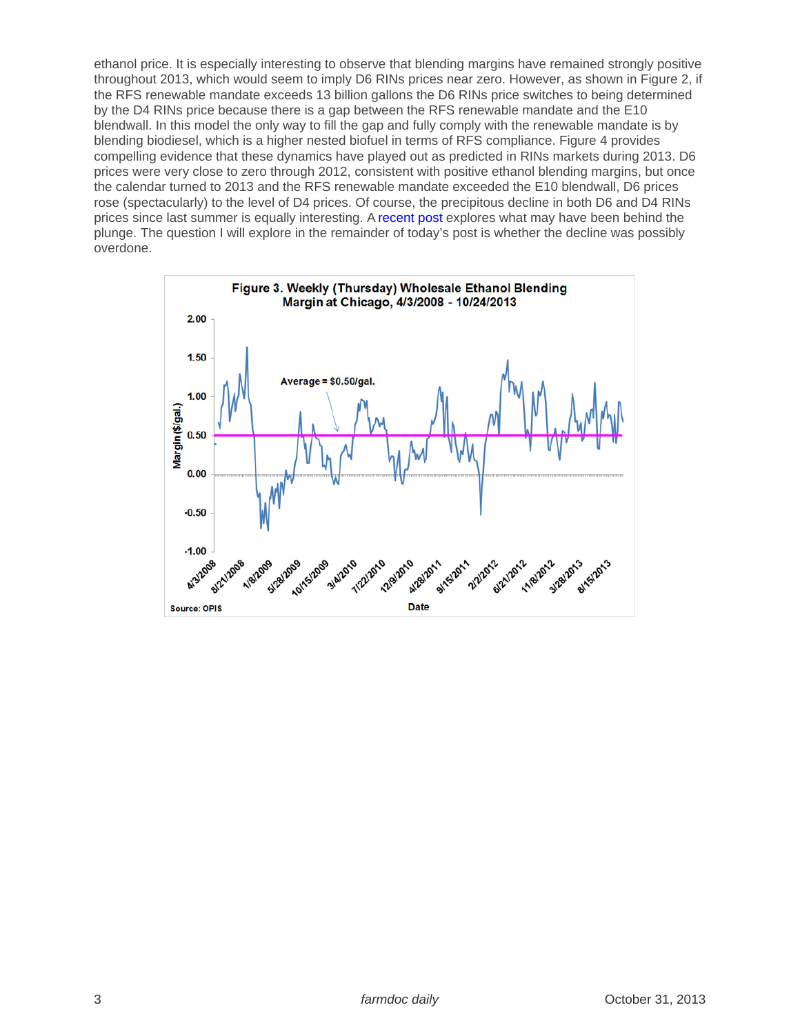ethanol price. It is especially interesting to observe that blending margins have remained strongly positive throughout 2013, which would seem to imply D6 RINs prices near zero. However, as shown in Figure 2, if the RFS renewable mandate exceeds 13 billion gallons the D6 RINs price switches to being determined by the D4 RINs price because there is a gap between the RFS renewable mandate and the E10 blendwall. In this model the only way to fill the gap and fully comply with the renewable mandate is by blending biodiesel, which is a higher nested biofuel in terms of RFS compliance. Figure 4 provides compelling evidence that these dynamics have played out as predicted in RINs markets during 2013. D6 prices were very close to zero through 2012, consistent with positive ethanol blending margins, but once the calendar turned to 2013 and the RFS renewable mandate exceeded the E10 blendwall, D6 prices rose (spectacularly) to the level of D4 prices. Of course, the precipitous decline in both D6 and D4 RINs prices since last summer is equally interesting. A recent post explores what may have been behind the plunge. The question I will explore in the remainder of today's post is whether the decline was possibly overdone.

**Figure 3. Weekly (Thursday) Wholesale Ethanol Blending Margin at Chicago, 4/3/2008 - 10/24/2013**

Average = $0.50/gal.

Margin ($/gal.)

Date

Source: OPIS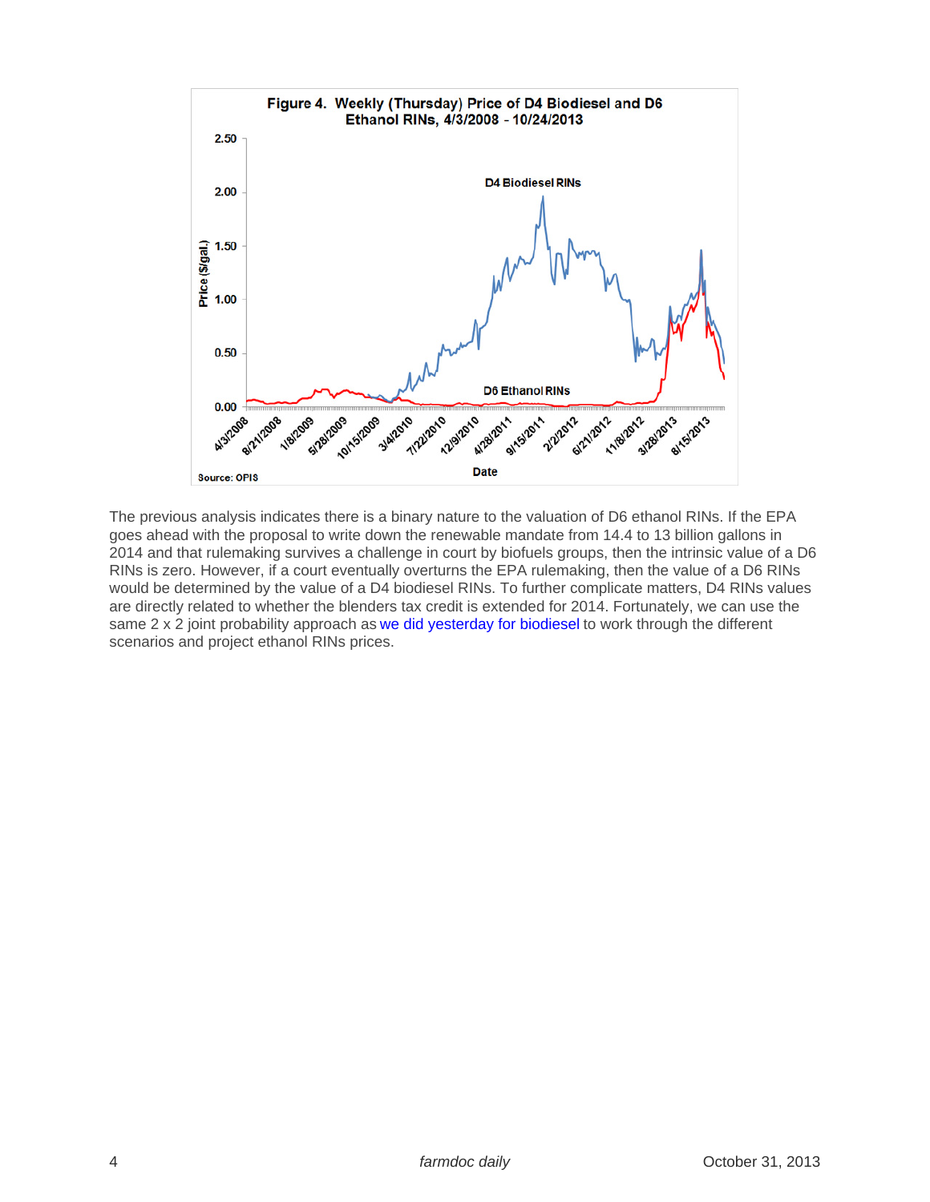Figure 4. Weekly (Thursday) Price of D4 Biodiesel and D6 Ethanol RINs, 4/3/2008 - 10/24/2013

Source: OPIS

The previous analysis indicates there is a binary nature to the valuation of D6 ethanol RINs. If the EPA goes ahead with the proposal to write down the renewable mandate from 14.4 to 13 billion gallons in 2014 and that rulemaking survives a challenge in court by biofuels groups, then the intrinsic value of a D6 RINs is zero. However, if a court eventually overturns the EPA rulemaking, then the value of a D6 RINs would be determined by the value of a D4 biodiesel RINs. To further complicate matters, D4 RINs values are directly related to whether the blenders tax credit is extended for 2014. Fortunately, we can use the same 2 x 2 joint probability approach as we did yesterday for biodiesel to work through the different scenarios and project ethanol RINs prices.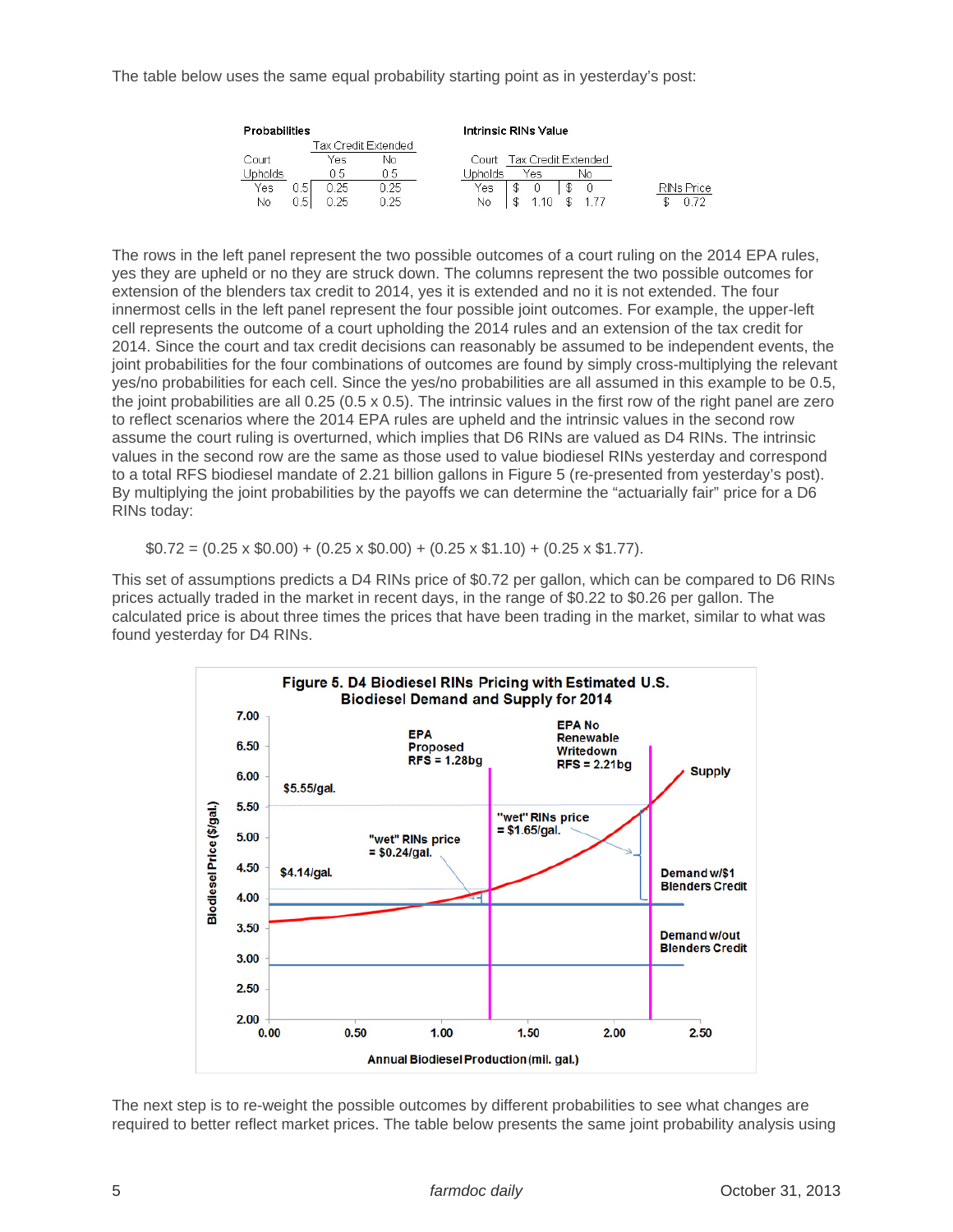The table below uses the same equal probability starting point as in yesterday's post:

**Probabilities**

| Court Upholds | | Tax Credit Extended: Yes | Tax Credit Extended: No |
|---|---|---|---|
| | | 0.5 | 0.5 |
| Yes | 0.5 | 0.25 | 0.25 |
| No | 0.5 | 0.25 | 0.25 |

**Intrinsic RINs Value**

| Court Upholds | Tax Credit Extended: Yes | Tax Credit Extended: No |
|---|---|---|
| Yes | $ 0 | $ 0 |
| No | $ 1.10 | $ 1.77 |

| RINs Price |
|---|
| $ 0.72 |

The rows in the left panel represent the two possible outcomes of a court ruling on the 2014 EPA rules, yes they are upheld or no they are struck down. The columns represent the two possible outcomes for extension of the blenders tax credit to 2014, yes it is extended and no it is not extended. The four innermost cells in the left panel represent the four possible joint outcomes. For example, the upper-left cell represents the outcome of a court upholding the 2014 rules and an extension of the tax credit for 2014. Since the court and tax credit decisions can reasonably be assumed to be independent events, the joint probabilities for the four combinations of outcomes are found by simply cross-multiplying the relevant yes/no probabilities for each cell. Since the yes/no probabilities are all assumed in this example to be 0.5, the joint probabilities are all 0.25 (0.5 x 0.5). The intrinsic values in the first row of the right panel are zero to reflect scenarios where the 2014 EPA rules are upheld and the intrinsic values in the second row assume the court ruling is overturned, which implies that D6 RINs are valued as D4 RINs. The intrinsic values in the second row are the same as those used to value biodiesel RINs yesterday and correspond to a total RFS biodiesel mandate of 2.21 billion gallons in Figure 5 (re-presented from yesterday's post). By multiplying the joint probabilities by the payoffs we can determine the "actuarially fair" price for a D6 RINs today:

$$\$0.72 = (0.25 \times \$0.00) + (0.25 \times \$0.00) + (0.25 \times \$1.10) + (0.25 \times \$1.77).$$

This set of assumptions predicts a D4 RINs price of $0.72 per gallon, which can be compared to D6 RINs prices actually traded in the market in recent days, in the range of $0.22 to $0.26 per gallon. The calculated price is about three times the prices that have been trading in the market, similar to what was found yesterday for D4 RINs.

**Figure 5. D4 Biodiesel RINs Pricing with Estimated U.S. Biodiesel Demand and Supply for 2014**

The next step is to re-weight the possible outcomes by different probabilities to see what changes are required to better reflect market prices. The table below presents the same joint probability analysis using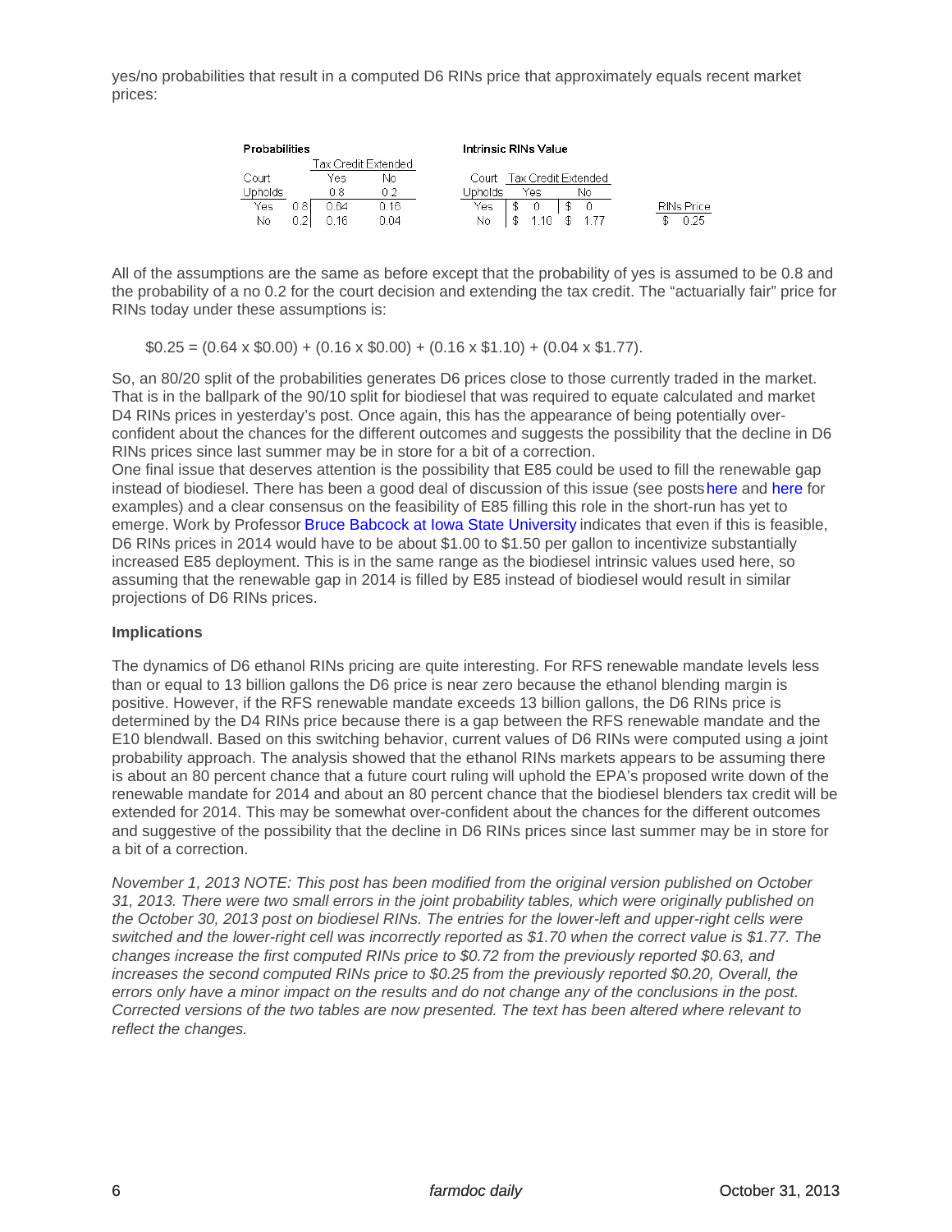yes/no probabilities that result in a computed D6 RINs price that approximately equals recent market prices:

**Probabilities**

| | | Tax Credit Extended | |
|---|---|---|---|
| Court | | Yes | No |
| Upholds | | 0.8 | 0.2 |
| Yes | 0.8 | 0.64 | 0.16 |
| No | 0.2 | 0.16 | 0.04 |

**Intrinsic RINs Value**

| Court | Tax Credit Extended | |
|---|---|---|
| Upholds | Yes | No |
| Yes | $ 0 | $ 0 |
| No | $ 1.10 | $ 1.77 |

| RINs Price |
|---|
| $ 0.25 |

All of the assumptions are the same as before except that the probability of yes is assumed to be 0.8 and the probability of a no 0.2 for the court decision and extending the tax credit. The "actuarially fair" price for RINs today under these assumptions is:

$0.25 = (0.64 x $0.00) + (0.16 x $0.00) + (0.16 x $1.10) + (0.04 x $1.77).

So, an 80/20 split of the probabilities generates D6 prices close to those currently traded in the market. That is in the ballpark of the 90/10 split for biodiesel that was required to equate calculated and market D4 RINs prices in yesterday's post. Once again, this has the appearance of being potentially over-confident about the chances for the different outcomes and suggests the possibility that the decline in D6 RINs prices since last summer may be in store for a bit of a correction.

One final issue that deserves attention is the possibility that E85 could be used to fill the renewable gap instead of biodiesel. There has been a good deal of discussion of this issue (see posts here and here for examples) and a clear consensus on the feasibility of E85 filling this role in the short-run has yet to emerge. Work by Professor Bruce Babcock at Iowa State University indicates that even if this is feasible, D6 RINs prices in 2014 would have to be about $1.00 to $1.50 per gallon to incentivize substantially increased E85 deployment. This is in the same range as the biodiesel intrinsic values used here, so assuming that the renewable gap in 2014 is filled by E85 instead of biodiesel would result in similar projections of D6 RINs prices.

### Implications

The dynamics of D6 ethanol RINs pricing are quite interesting. For RFS renewable mandate levels less than or equal to 13 billion gallons the D6 price is near zero because the ethanol blending margin is positive. However, if the RFS renewable mandate exceeds 13 billion gallons, the D6 RINs price is determined by the D4 RINs price because there is a gap between the RFS renewable mandate and the E10 blendwall. Based on this switching behavior, current values of D6 RINs were computed using a joint probability approach. The analysis showed that the ethanol RINs markets appears to be assuming there is about an 80 percent chance that a future court ruling will uphold the EPA's proposed write down of the renewable mandate for 2014 and about an 80 percent chance that the biodiesel blenders tax credit will be extended for 2014. This may be somewhat over-confident about the chances for the different outcomes and suggestive of the possibility that the decline in D6 RINs prices since last summer may be in store for a bit of a correction.

*November 1, 2013 NOTE: This post has been modified from the original version published on October 31, 2013. There were two small errors in the joint probability tables, which were originally published on the October 30, 2013 post on biodiesel RINs. The entries for the lower-left and upper-right cells were switched and the lower-right cell was incorrectly reported as $1.70 when the correct value is $1.77. The changes increase the first computed RINs price to $0.72 from the previously reported $0.63, and increases the second computed RINs price to $0.25 from the previously reported $0.20, Overall, the errors only have a minor impact on the results and do not change any of the conclusions in the post. Corrected versions of the two tables are now presented. The text has been altered where relevant to reflect the changes.*